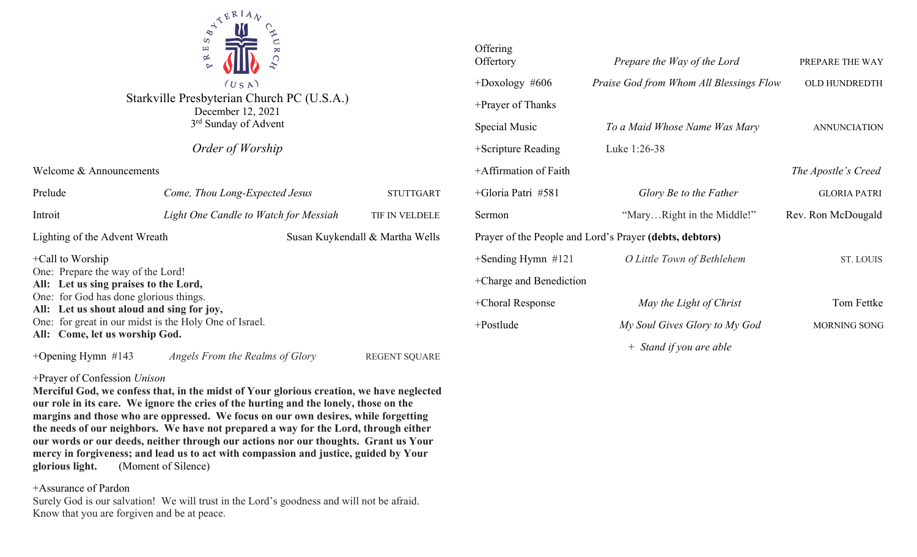# Starkville Presbyterian Church PC (U.S.A.)

December 12, 2021

3rd Sunday of Advent

## *Order of Worship*

Welcome & Announcements

| | | |
|---|---|---|
| Prelude | *Come, Thou Long-Expected Jesus* | STUTTGART |
| Introit | *Light One Candle to Watch for Messiah* | TIF IN VELDELE |

Lighting of the Advent Wreath — Susan Kuykendall & Martha Wells

+Call to Worship

One: Prepare the way of the Lord!

**All: Let us sing praises to the Lord,**

One: for God has done glorious things.

**All: Let us shout aloud and sing for joy,**

One: for great in our midst is the Holy One of Israel.

**All: Come, let us worship God.**

+Opening Hymn #143 — *Angels From the Realms of Glory* — REGENT SQUARE

+Prayer of Confession *Unison*

**Merciful God, we confess that, in the midst of Your glorious creation, we have neglected our role in its care. We ignore the cries of the hurting and the lonely, those on the margins and those who are oppressed. We focus on our own desires, while forgetting the needs of our neighbors. We have not prepared a way for the Lord, through either our words or our deeds, neither through our actions nor our thoughts. Grant us Your mercy in forgiveness; and lead us to act with compassion and justice, guided by Your glorious light.** (Moment of Silence)

+Assurance of Pardon

Surely God is our salvation! We will trust in the Lord's goodness and will not be afraid. Know that you are forgiven and be at peace.

Offering

| | | |
|---|---|---|
| Offertory | *Prepare the Way of the Lord* | PREPARE THE WAY |
| +Doxology #606 | *Praise God from Whom All Blessings Flow* | OLD HUNDREDTH |
| +Prayer of Thanks | | |
| Special Music | *To a Maid Whose Name Was Mary* | ANNUNCIATION |
| +Scripture Reading | Luke 1:26-38 | |
| +Affirmation of Faith | | *The Apostle's Creed* |
| +Gloria Patri #581 | *Glory Be to the Father* | GLORIA PATRI |
| Sermon | "Mary…Right in the Middle!" | Rev. Ron McDougald |

Prayer of the People and Lord's Prayer **(debts, debtors)**

| | | |
|---|---|---|
| +Sending Hymn #121 | *O Little Town of Bethlehem* | ST. LOUIS |
| +Charge and Benediction | | |
| +Choral Response | *May the Light of Christ* | Tom Fettke |
| +Postlude | *My Soul Gives Glory to My God* | MORNING SONG |

\+ *Stand if you are able*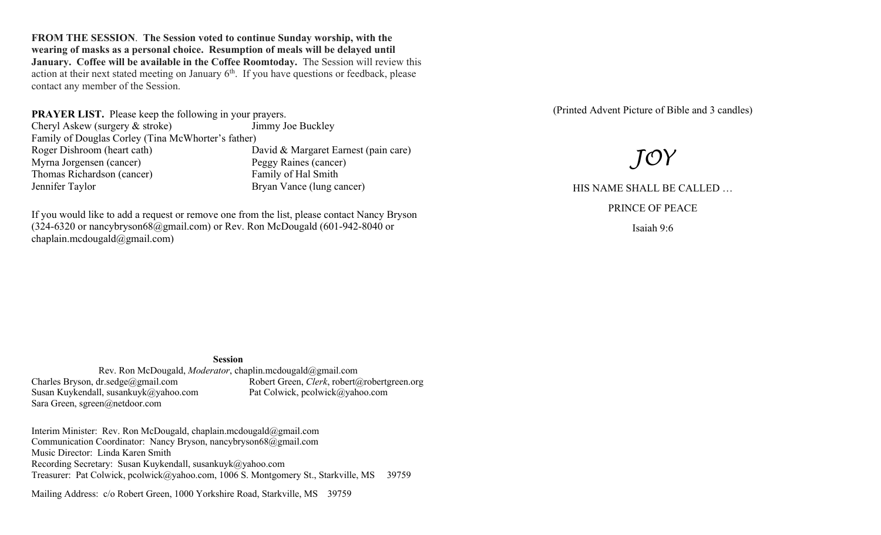**FROM THE SESSION**. **The Session voted to continue Sunday worship, with the wearing of masks as a personal choice. Resumption of meals will be delayed until January. Coffee will be available in the Coffee Roomtoday.** The Session will review this action at their next stated meeting on January 6th. If you have questions or feedback, please contact any member of the Session.

**PRAYER LIST.** Please keep the following in your prayers.

Cheryl Askew (surgery & stroke)
Jimmy Joe Buckley
Family of Douglas Corley (Tina McWhorter's father)
Roger Dishroom (heart cath)
David & Margaret Earnest (pain care)
Myrna Jorgensen (cancer)
Peggy Raines (cancer)
Thomas Richardson (cancer)
Family of Hal Smith
Jennifer Taylor
Bryan Vance (lung cancer)

If you would like to add a request or remove one from the list, please contact Nancy Bryson (324-6320 or nancybryson68@gmail.com) or Rev. Ron McDougald (601-942-8040 or chaplain.mcdougald@gmail.com)

**Session**

Rev. Ron McDougald, *Moderator*, chaplin.mcdougald@gmail.com
Charles Bryson, dr.sedge@gmail.com
Robert Green, *Clerk*, robert@robertgreen.org
Susan Kuykendall, susankuyk@yahoo.com
Pat Colwick, pcolwick@yahoo.com
Sara Green, sgreen@netdoor.com

Interim Minister: Rev. Ron McDougald, chaplain.mcdougald@gmail.com
Communication Coordinator: Nancy Bryson, nancybryson68@gmail.com
Music Director: Linda Karen Smith
Recording Secretary: Susan Kuykendall, susankuyk@yahoo.com
Treasurer: Pat Colwick, pcolwick@yahoo.com, 1006 S. Montgomery St., Starkville, MS 39759

Mailing Address: c/o Robert Green, 1000 Yorkshire Road, Starkville, MS 39759

(Printed Advent Picture of Bible and 3 candles)

# *JOY*

HIS NAME SHALL BE CALLED …

PRINCE OF PEACE

Isaiah 9:6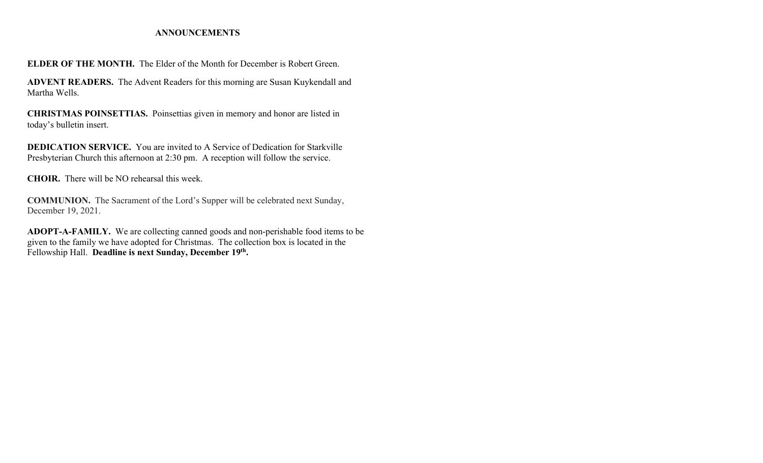## ANNOUNCEMENTS

**ELDER OF THE MONTH.** The Elder of the Month for December is Robert Green.

**ADVENT READERS.** The Advent Readers for this morning are Susan Kuykendall and Martha Wells.

**CHRISTMAS POINSETTIAS.** Poinsettias given in memory and honor are listed in today's bulletin insert.

**DEDICATION SERVICE.** You are invited to A Service of Dedication for Starkville Presbyterian Church this afternoon at 2:30 pm. A reception will follow the service.

**CHOIR.** There will be NO rehearsal this week.

**COMMUNION.** The Sacrament of the Lord's Supper will be celebrated next Sunday, December 19, 2021.

**ADOPT-A-FAMILY.** We are collecting canned goods and non-perishable food items to be given to the family we have adopted for Christmas. The collection box is located in the Fellowship Hall. **Deadline is next Sunday, December 19th.**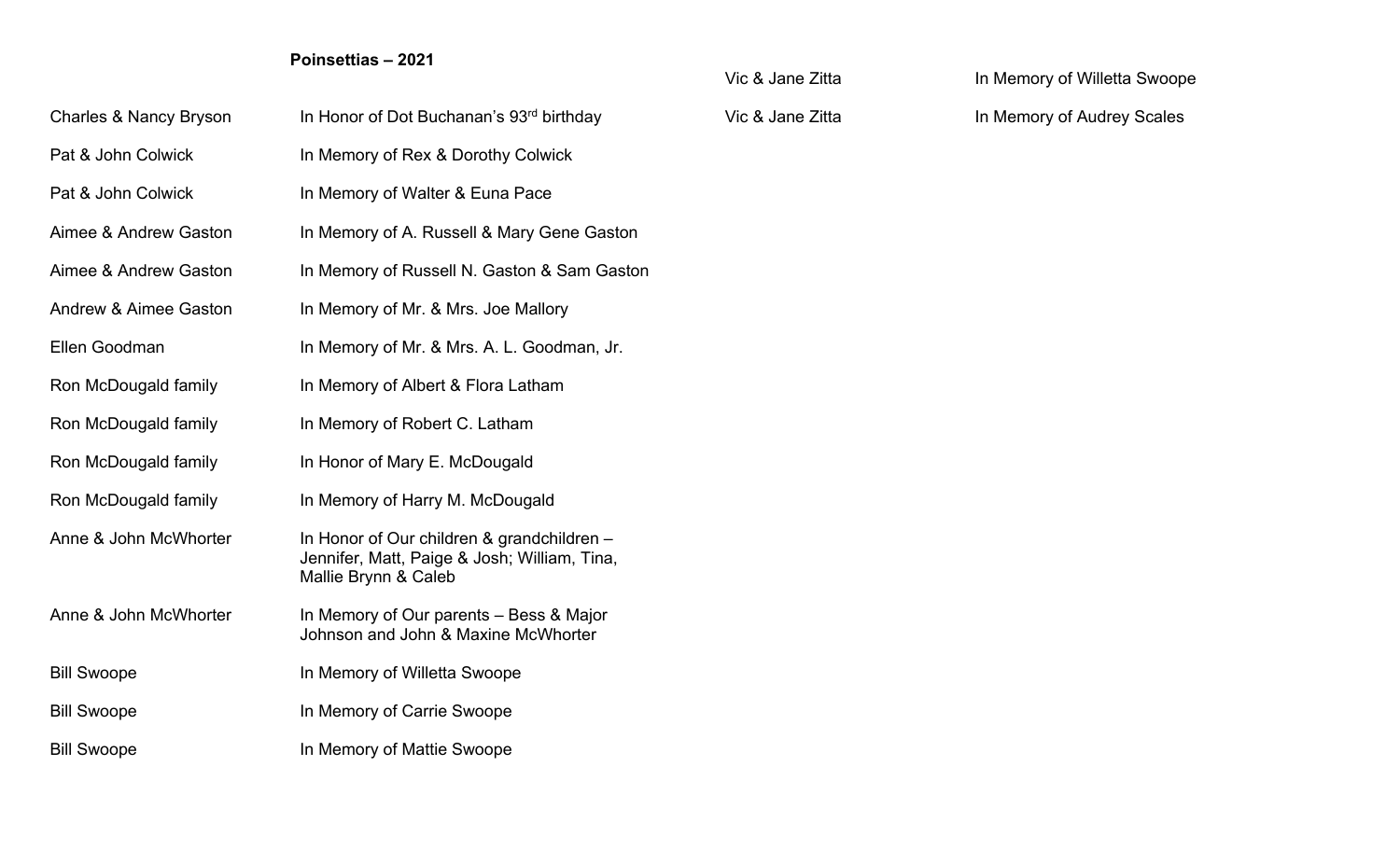**Poinsettias – 2021**

| | |
|---|---|
| Charles & Nancy Bryson | In Honor of Dot Buchanan's 93rd birthday |
| Pat & John Colwick | In Memory of Rex & Dorothy Colwick |
| Pat & John Colwick | In Memory of Walter & Euna Pace |
| Aimee & Andrew Gaston | In Memory of A. Russell & Mary Gene Gaston |
| Aimee & Andrew Gaston | In Memory of Russell N. Gaston & Sam Gaston |
| Andrew & Aimee Gaston | In Memory of Mr. & Mrs. Joe Mallory |
| Ellen Goodman | In Memory of Mr. & Mrs. A. L. Goodman, Jr. |
| Ron McDougald family | In Memory of Albert & Flora Latham |
| Ron McDougald family | In Memory of Robert C. Latham |
| Ron McDougald family | In Honor of Mary E. McDougald |
| Ron McDougald family | In Memory of Harry M. McDougald |
| Anne & John McWhorter | In Honor of Our children & grandchildren – Jennifer, Matt, Paige & Josh; William, Tina, Mallie Brynn & Caleb |
| Anne & John McWhorter | In Memory of Our parents – Bess & Major Johnson and John & Maxine McWhorter |
| Bill Swoope | In Memory of Willetta Swoope |
| Bill Swoope | In Memory of Carrie Swoope |
| Bill Swoope | In Memory of Mattie Swoope |
| Vic & Jane Zitta | In Memory of Willetta Swoope |
| Vic & Jane Zitta | In Memory of Audrey Scales |